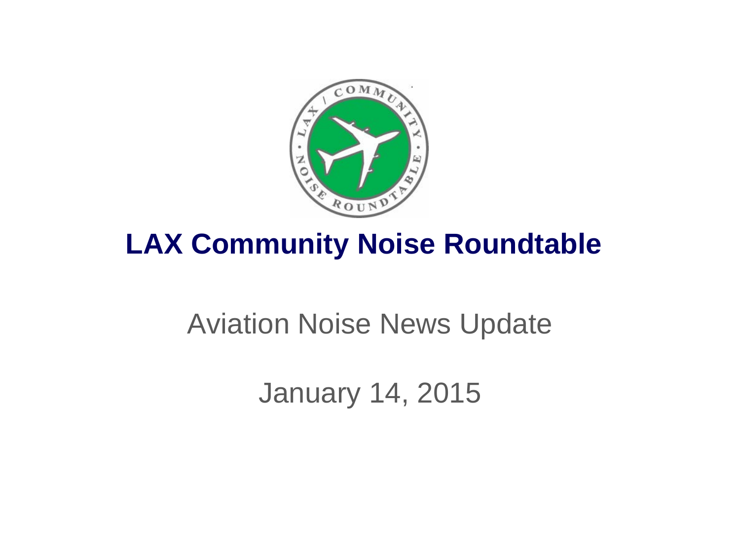# LAX Community Noise Roundtable

Aviation Noise News Update

January 14, 2015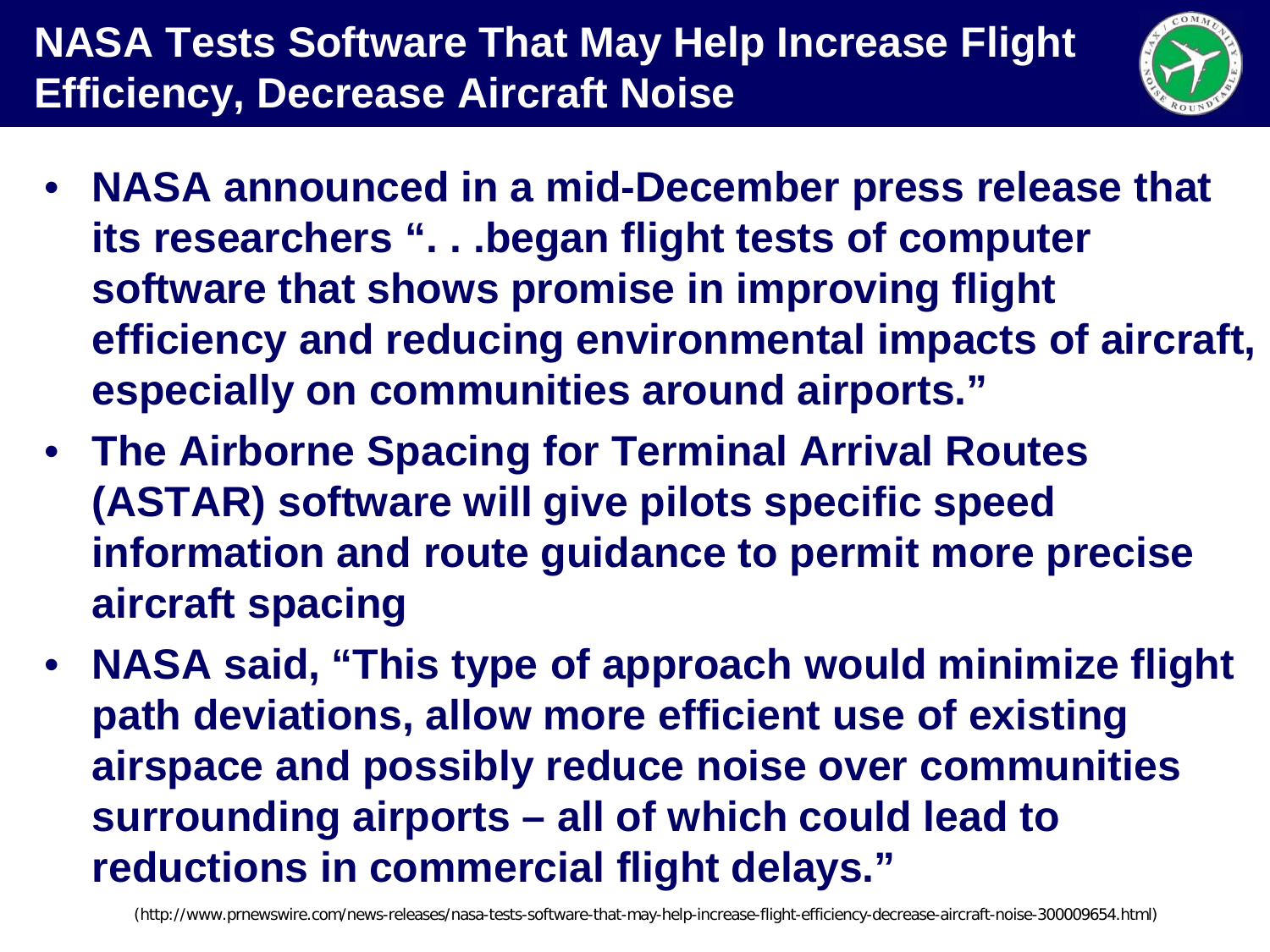# NASA Tests Software That May Help Increase Flight Efficiency, Decrease Aircraft Noise

- **NASA announced in a mid-December press release that its researchers ". . .began flight tests of computer software that shows promise in improving flight efficiency and reducing environmental impacts of aircraft, especially on communities around airports."**
- **The Airborne Spacing for Terminal Arrival Routes (ASTAR) software will give pilots specific speed information and route guidance to permit more precise aircraft spacing**
- **NASA said, "This type of approach would minimize flight path deviations, allow more efficient use of existing airspace and possibly reduce noise over communities surrounding airports – all of which could lead to reductions in commercial flight delays."**

(http://www.prnewswire.com/news-releases/nasa-tests-software-that-may-help-increase-flight-efficiency-decrease-aircraft-noise-300009654.html)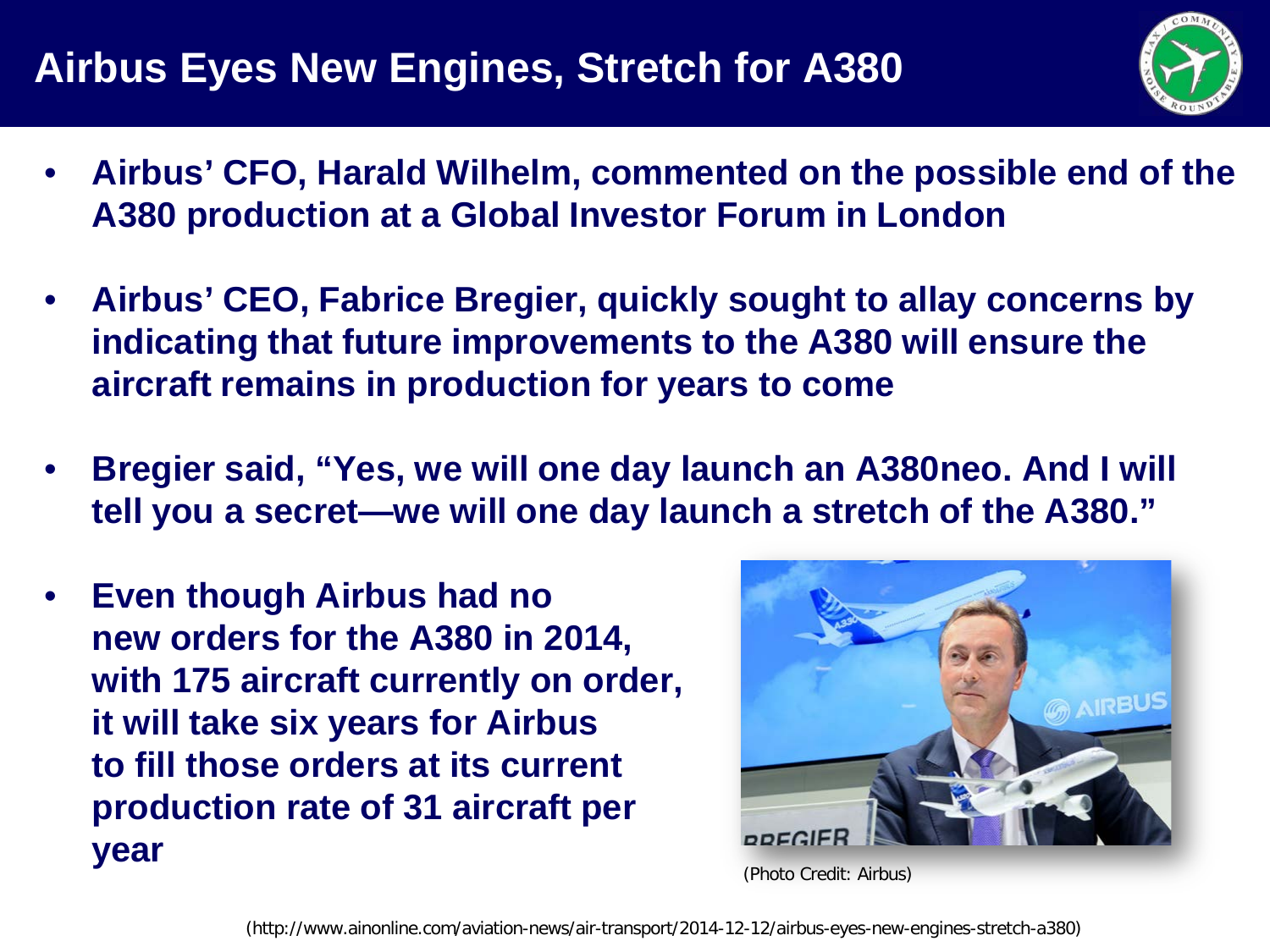# Airbus Eyes New Engines, Stretch for A380

- **Airbus' CFO, Harald Wilhelm, commented on the possible end of the A380 production at a Global Investor Forum in London**
- **Airbus' CEO, Fabrice Bregier, quickly sought to allay concerns by indicating that future improvements to the A380 will ensure the aircraft remains in production for years to come**
- **Bregier said, "Yes, we will one day launch an A380neo. And I will tell you a secret—we will one day launch a stretch of the A380."**
- **Even though Airbus had no new orders for the A380 in 2014, with 175 aircraft currently on order, it will take six years for Airbus to fill those orders at its current production rate of 31 aircraft per year**

(Photo Credit: Airbus)

(http://www.ainonline.com/aviation-news/air-transport/2014-12-12/airbus-eyes-new-engines-stretch-a380)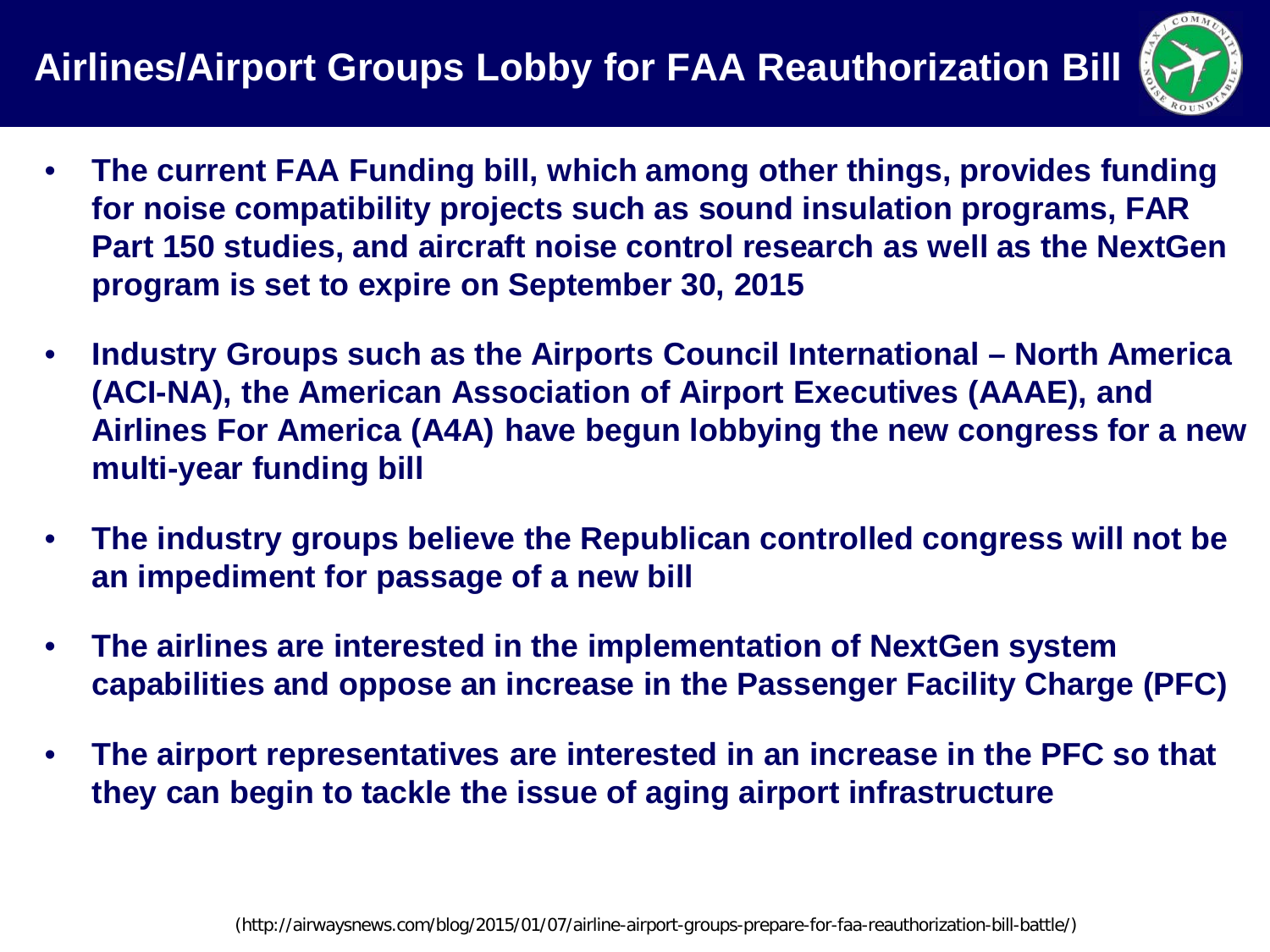# Airlines/Airport Groups Lobby for FAA Reauthorization Bill

- **The current FAA Funding bill, which among other things, provides funding for noise compatibility projects such as sound insulation programs, FAR Part 150 studies, and aircraft noise control research as well as the NextGen program is set to expire on September 30, 2015**
- **Industry Groups such as the Airports Council International – North America (ACI-NA), the American Association of Airport Executives (AAAE), and Airlines For America (A4A) have begun lobbying the new congress for a new multi-year funding bill**
- **The industry groups believe the Republican controlled congress will not be an impediment for passage of a new bill**
- **The airlines are interested in the implementation of NextGen system capabilities and oppose an increase in the Passenger Facility Charge (PFC)**
- **The airport representatives are interested in an increase in the PFC so that they can begin to tackle the issue of aging airport infrastructure**

(http://airwaysnews.com/blog/2015/01/07/airline-airport-groups-prepare-for-faa-reauthorization-bill-battle/)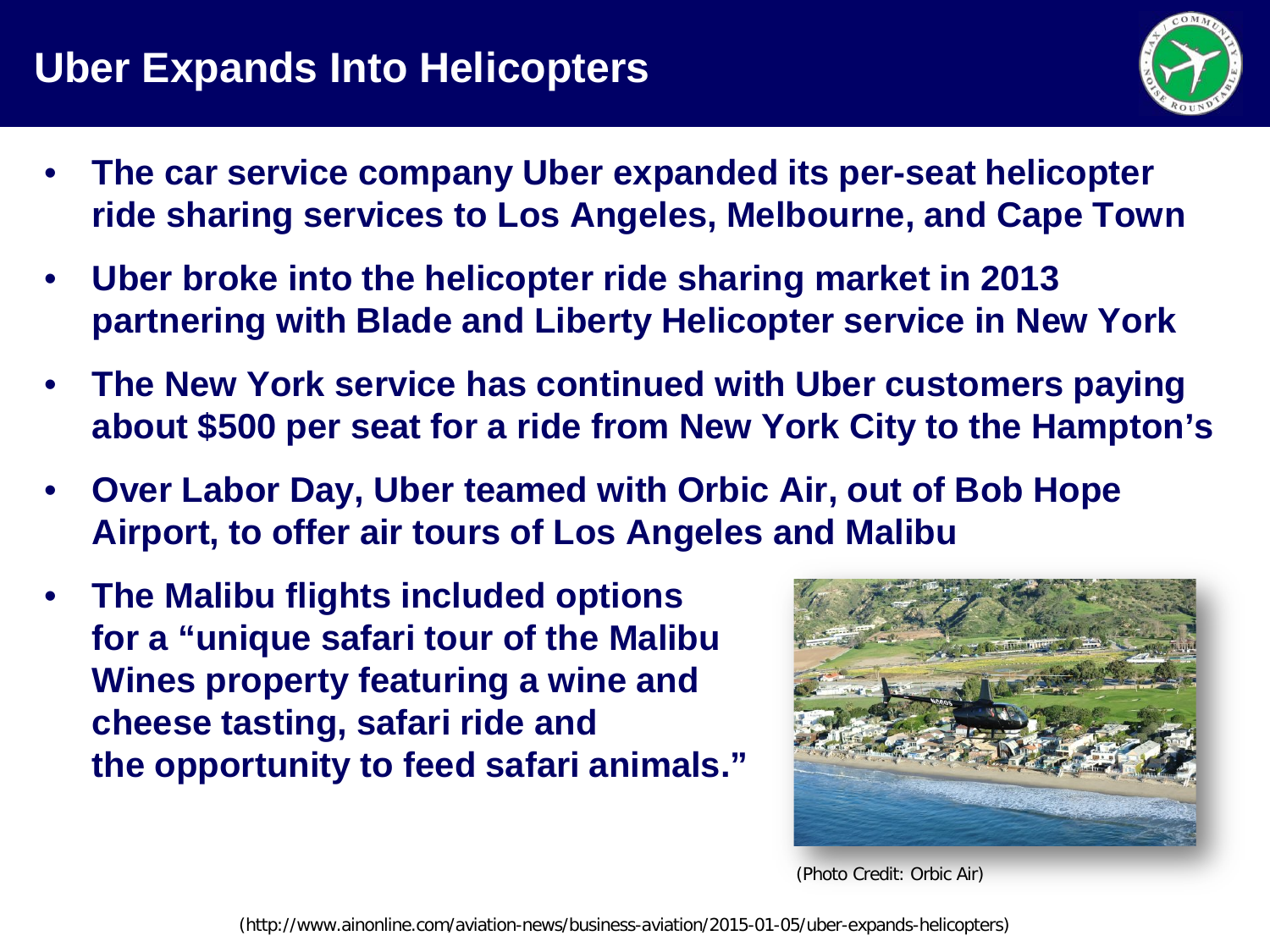# Uber Expands Into Helicopters

- **The car service company Uber expanded its per-seat helicopter ride sharing services to Los Angeles, Melbourne, and Cape Town**
- **Uber broke into the helicopter ride sharing market in 2013 partnering with Blade and Liberty Helicopter service in New York**
- **The New York service has continued with Uber customers paying about $500 per seat for a ride from New York City to the Hampton's**
- **Over Labor Day, Uber teamed with Orbic Air, out of Bob Hope Airport, to offer air tours of Los Angeles and Malibu**
- **The Malibu flights included options for a "unique safari tour of the Malibu Wines property featuring a wine and cheese tasting, safari ride and the opportunity to feed safari animals."**

(Photo Credit: Orbic Air)

(http://www.ainonline.com/aviation-news/business-aviation/2015-01-05/uber-expands-helicopters)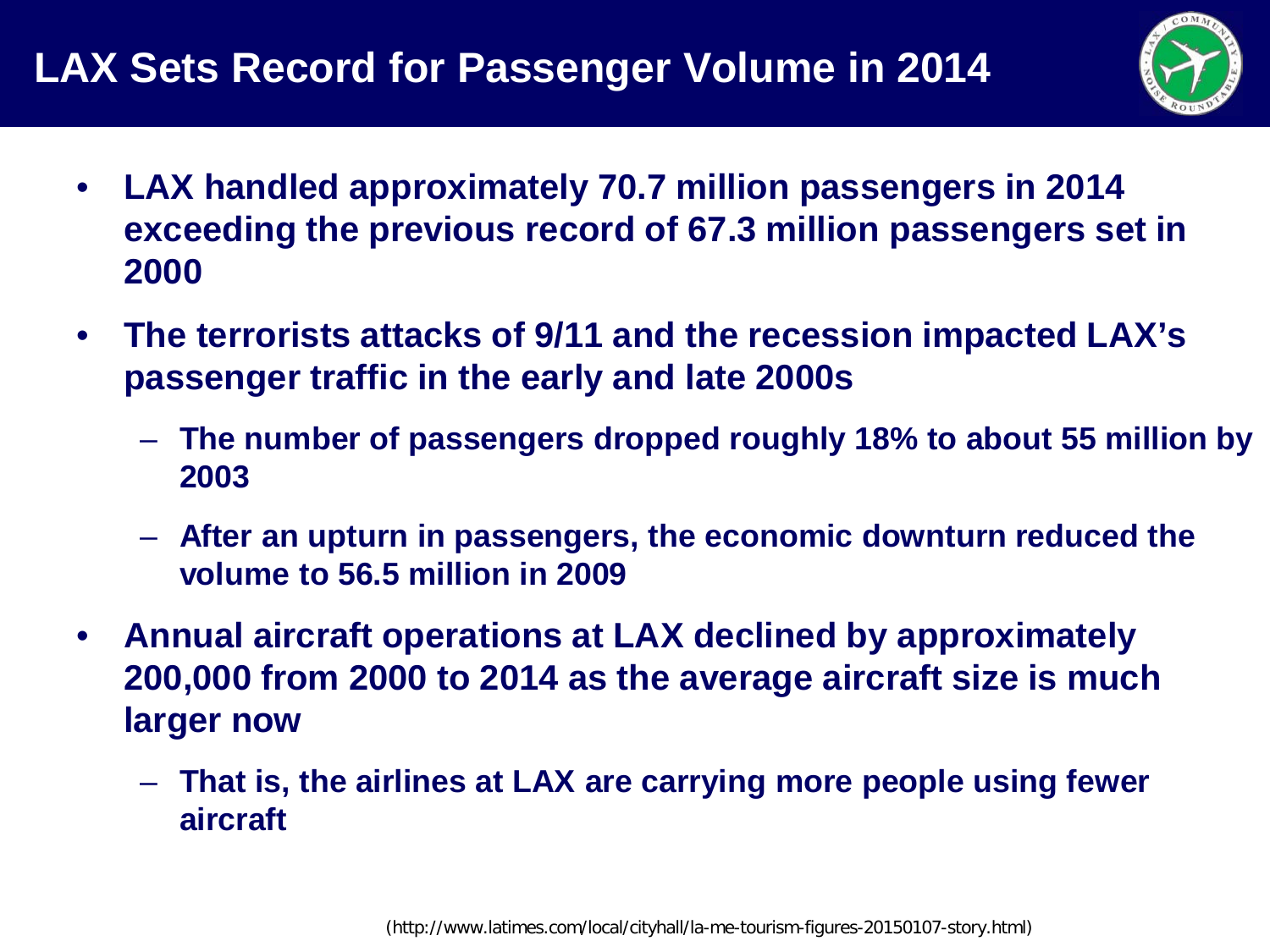# LAX Sets Record for Passenger Volume in 2014

- **LAX handled approximately 70.7 million passengers in 2014 exceeding the previous record of 67.3 million passengers set in 2000**
- **The terrorists attacks of 9/11 and the recession impacted LAX's passenger traffic in the early and late 2000s**
  - **The number of passengers dropped roughly 18% to about 55 million by 2003**
  - **After an upturn in passengers, the economic downturn reduced the volume to 56.5 million in 2009**
- **Annual aircraft operations at LAX declined by approximately 200,000 from 2000 to 2014 as the average aircraft size is much larger now**
  - **That is, the airlines at LAX are carrying more people using fewer aircraft**

(http://www.latimes.com/local/cityhall/la-me-tourism-figures-20150107-story.html)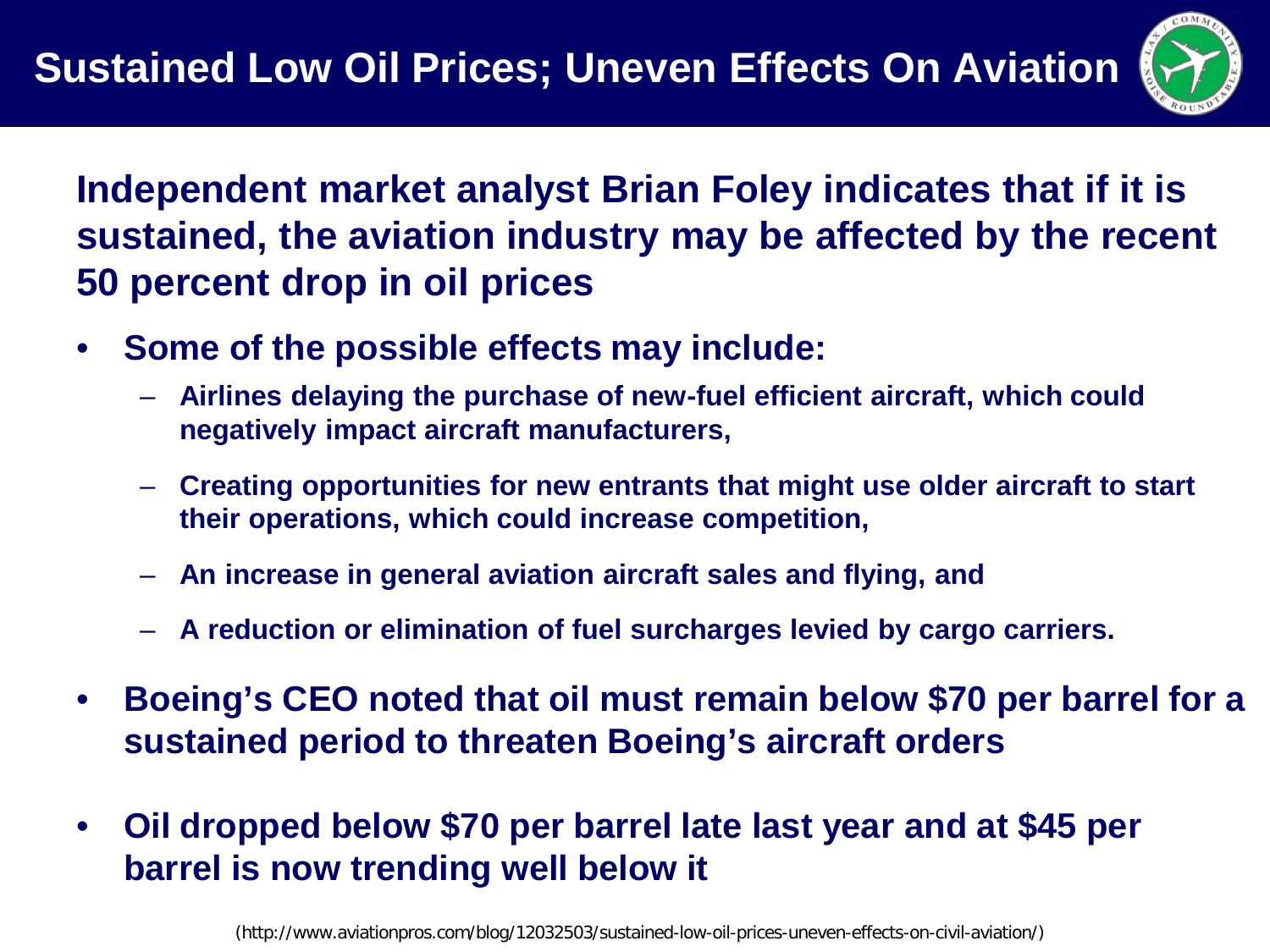# Sustained Low Oil Prices; Uneven Effects On Aviation

**Independent market analyst Brian Foley indicates that if it is sustained, the aviation industry may be affected by the recent 50 percent drop in oil prices**

- **Some of the possible effects may include:**
  - **Airlines delaying the purchase of new-fuel efficient aircraft, which could negatively impact aircraft manufacturers,**
  - **Creating opportunities for new entrants that might use older aircraft to start their operations, which could increase competition,**
  - **An increase in general aviation aircraft sales and flying, and**
  - **A reduction or elimination of fuel surcharges levied by cargo carriers.**
- **Boeing's CEO noted that oil must remain below $70 per barrel for a sustained period to threaten Boeing's aircraft orders**
- **Oil dropped below $70 per barrel late last year and at $45 per barrel is now trending well below it**

(http://www.aviationpros.com/blog/12032503/sustained-low-oil-prices-uneven-effects-on-civil-aviation/)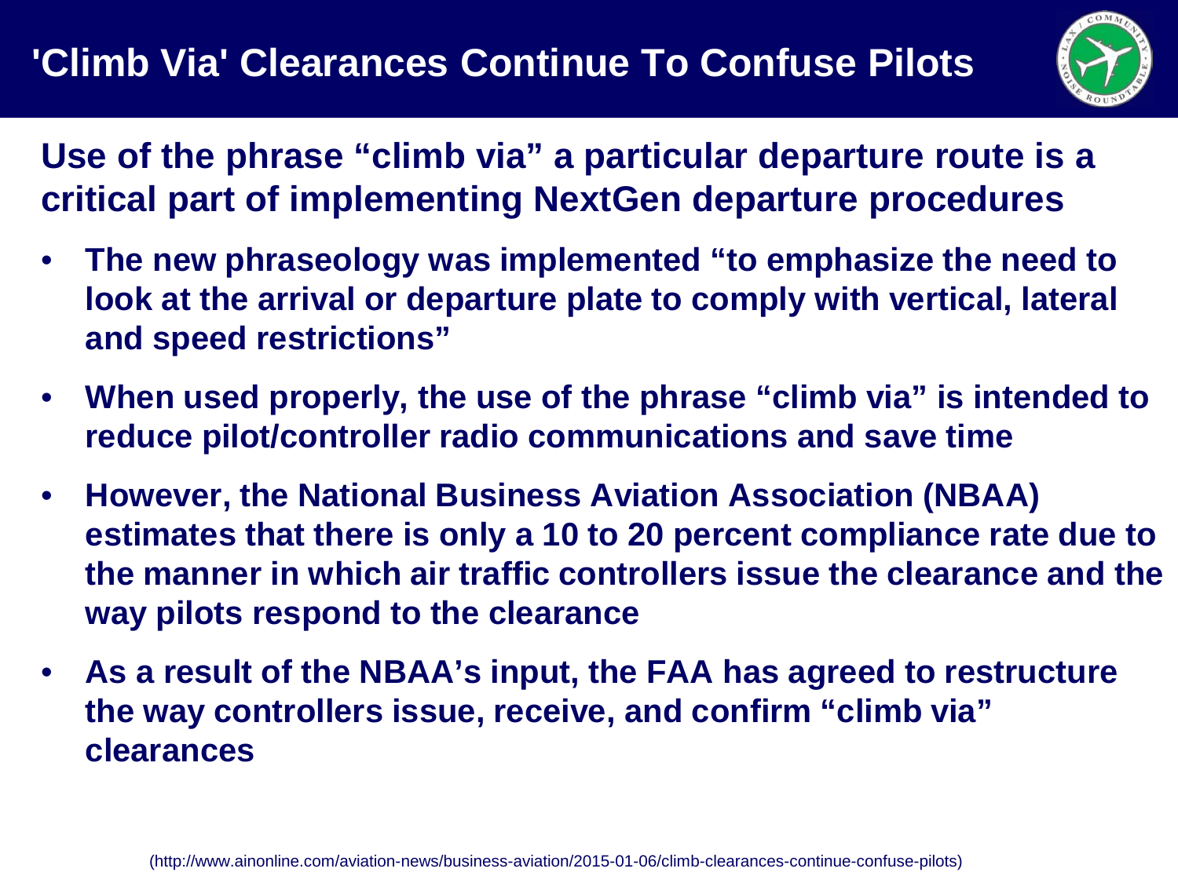# 'Climb Via' Clearances Continue To Confuse Pilots

**Use of the phrase "climb via" a particular departure route is a critical part of implementing NextGen departure procedures**

- **The new phraseology was implemented "to emphasize the need to look at the arrival or departure plate to comply with vertical, lateral and speed restrictions"**
- **When used properly, the use of the phrase "climb via" is intended to reduce pilot/controller radio communications and save time**
- **However, the National Business Aviation Association (NBAA) estimates that there is only a 10 to 20 percent compliance rate due to the manner in which air traffic controllers issue the clearance and the way pilots respond to the clearance**
- **As a result of the NBAA's input, the FAA has agreed to restructure the way controllers issue, receive, and confirm "climb via" clearances**

(http://www.ainonline.com/aviation-news/business-aviation/2015-01-06/climb-clearances-continue-confuse-pilots)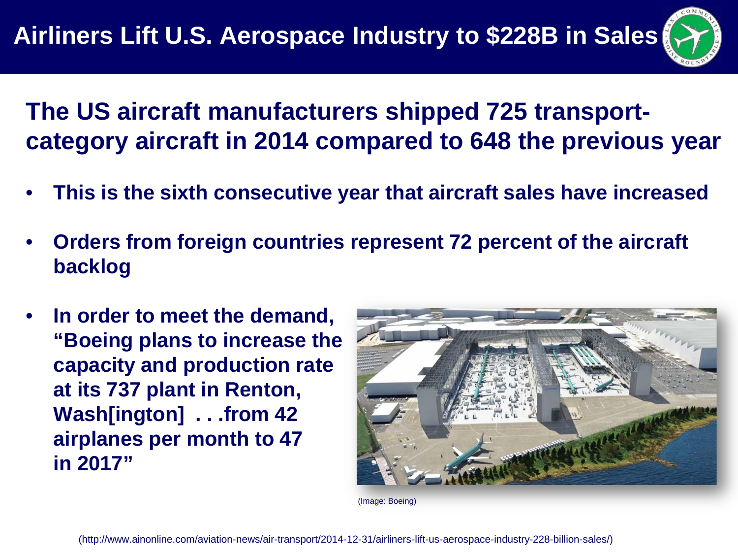# Airliners Lift U.S. Aerospace Industry to $228B in Sales

## The US aircraft manufacturers shipped 725 transport-category aircraft in 2014 compared to 648 the previous year

- **This is the sixth consecutive year that aircraft sales have increased**
- **Orders from foreign countries represent 72 percent of the aircraft backlog**
- **In order to meet the demand, "Boeing plans to increase the capacity and production rate at its 737 plant in Renton, Wash[ington] . . .from 42 airplanes per month to 47 in 2017"**

(Image: Boeing)

(http://www.ainonline.com/aviation-news/air-transport/2014-12-31/airliners-lift-us-aerospace-industry-228-billion-sales/)